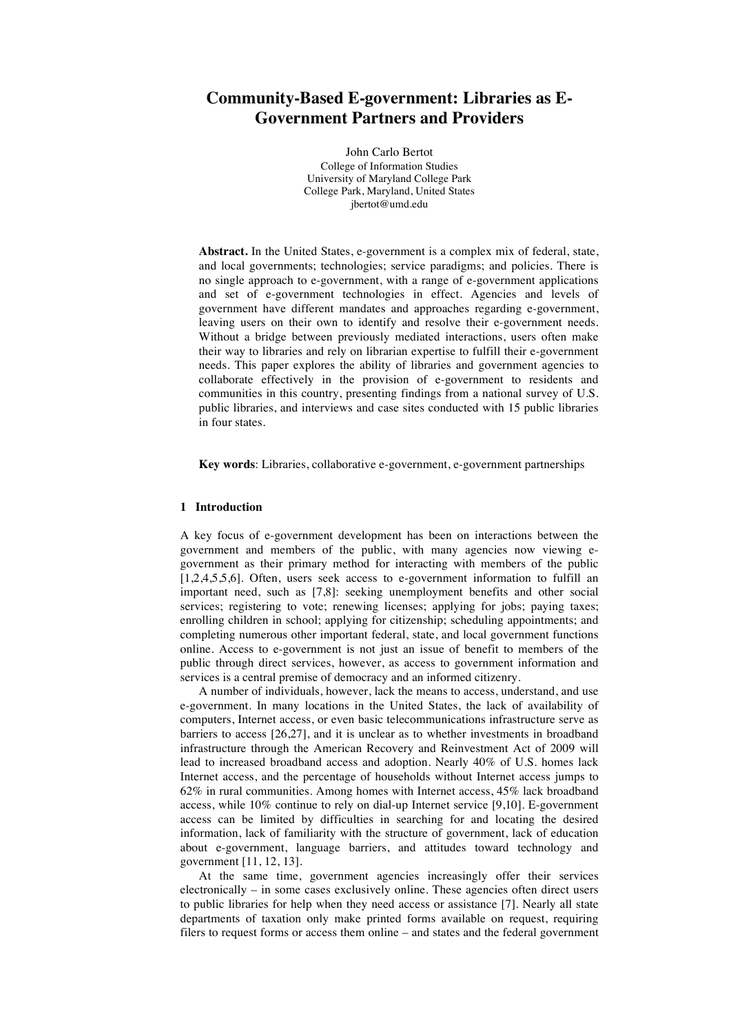# Community-Based E-government: Libraries as E-Government Partners and Providers

John Carlo Bertot
College of Information Studies
University of Maryland College Park
College Park, Maryland, United States
jbertot@umd.edu

**Abstract.** In the United States, e-government is a complex mix of federal, state, and local governments; technologies; service paradigms; and policies. There is no single approach to e-government, with a range of e-government applications and set of e-government technologies in effect. Agencies and levels of government have different mandates and approaches regarding e-government, leaving users on their own to identify and resolve their e-government needs. Without a bridge between previously mediated interactions, users often make their way to libraries and rely on librarian expertise to fulfill their e-government needs. This paper explores the ability of libraries and government agencies to collaborate effectively in the provision of e-government to residents and communities in this country, presenting findings from a national survey of U.S. public libraries, and interviews and case sites conducted with 15 public libraries in four states.

**Key words**: Libraries, collaborative e-government, e-government partnerships

## 1 Introduction

A key focus of e-government development has been on interactions between the government and members of the public, with many agencies now viewing e-government as their primary method for interacting with members of the public [1,2,4,5,5,6]. Often, users seek access to e-government information to fulfill an important need, such as [7,8]: seeking unemployment benefits and other social services; registering to vote; renewing licenses; applying for jobs; paying taxes; enrolling children in school; applying for citizenship; scheduling appointments; and completing numerous other important federal, state, and local government functions online. Access to e-government is not just an issue of benefit to members of the public through direct services, however, as access to government information and services is a central premise of democracy and an informed citizenry.

A number of individuals, however, lack the means to access, understand, and use e-government. In many locations in the United States, the lack of availability of computers, Internet access, or even basic telecommunications infrastructure serve as barriers to access [26,27], and it is unclear as to whether investments in broadband infrastructure through the American Recovery and Reinvestment Act of 2009 will lead to increased broadband access and adoption. Nearly 40% of U.S. homes lack Internet access, and the percentage of households without Internet access jumps to 62% in rural communities. Among homes with Internet access, 45% lack broadband access, while 10% continue to rely on dial-up Internet service [9,10]. E-government access can be limited by difficulties in searching for and locating the desired information, lack of familiarity with the structure of government, lack of education about e-government, language barriers, and attitudes toward technology and government [11, 12, 13].

At the same time, government agencies increasingly offer their services electronically – in some cases exclusively online. These agencies often direct users to public libraries for help when they need access or assistance [7]. Nearly all state departments of taxation only make printed forms available on request, requiring filers to request forms or access them online – and states and the federal government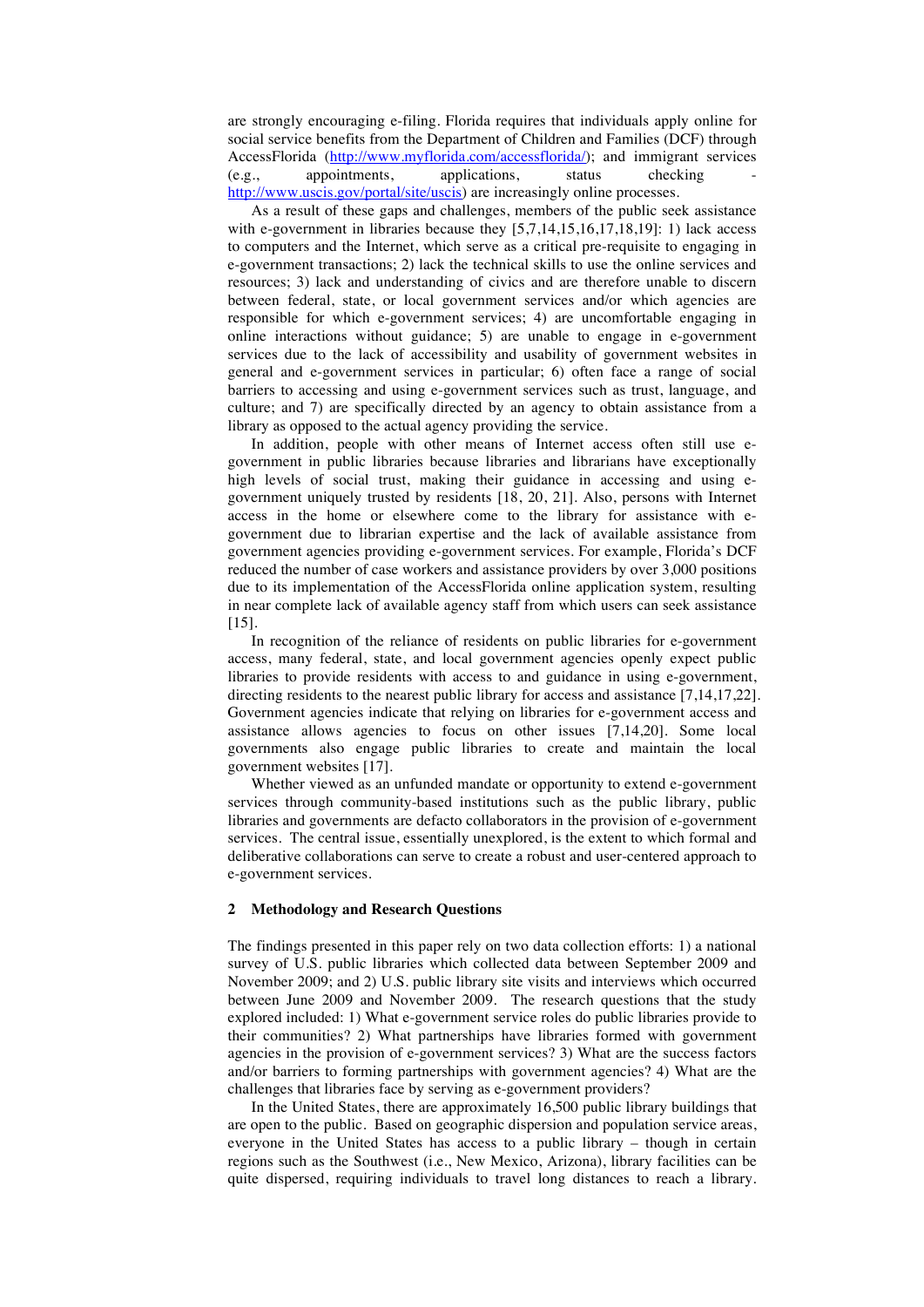are strongly encouraging e-filing. Florida requires that individuals apply online for social service benefits from the Department of Children and Families (DCF) through AccessFlorida (http://www.myflorida.com/accessflorida/); and immigrant services (e.g., appointments, applications, status checking - http://www.uscis.gov/portal/site/uscis) are increasingly online processes.

As a result of these gaps and challenges, members of the public seek assistance with e-government in libraries because they [5,7,14,15,16,17,18,19]: 1) lack access to computers and the Internet, which serve as a critical pre-requisite to engaging in e-government transactions; 2) lack the technical skills to use the online services and resources; 3) lack and understanding of civics and are therefore unable to discern between federal, state, or local government services and/or which agencies are responsible for which e-government services; 4) are uncomfortable engaging in online interactions without guidance; 5) are unable to engage in e-government services due to the lack of accessibility and usability of government websites in general and e-government services in particular; 6) often face a range of social barriers to accessing and using e-government services such as trust, language, and culture; and 7) are specifically directed by an agency to obtain assistance from a library as opposed to the actual agency providing the service.

In addition, people with other means of Internet access often still use e-government in public libraries because libraries and librarians have exceptionally high levels of social trust, making their guidance in accessing and using e-government uniquely trusted by residents [18, 20, 21]. Also, persons with Internet access in the home or elsewhere come to the library for assistance with e-government due to librarian expertise and the lack of available assistance from government agencies providing e-government services. For example, Florida's DCF reduced the number of case workers and assistance providers by over 3,000 positions due to its implementation of the AccessFlorida online application system, resulting in near complete lack of available agency staff from which users can seek assistance [15].

In recognition of the reliance of residents on public libraries for e-government access, many federal, state, and local government agencies openly expect public libraries to provide residents with access to and guidance in using e-government, directing residents to the nearest public library for access and assistance [7,14,17,22]. Government agencies indicate that relying on libraries for e-government access and assistance allows agencies to focus on other issues [7,14,20]. Some local governments also engage public libraries to create and maintain the local government websites [17].

Whether viewed as an unfunded mandate or opportunity to extend e-government services through community-based institutions such as the public library, public libraries and governments are defacto collaborators in the provision of e-government services. The central issue, essentially unexplored, is the extent to which formal and deliberative collaborations can serve to create a robust and user-centered approach to e-government services.

## 2 Methodology and Research Questions

The findings presented in this paper rely on two data collection efforts: 1) a national survey of U.S. public libraries which collected data between September 2009 and November 2009; and 2) U.S. public library site visits and interviews which occurred between June 2009 and November 2009. The research questions that the study explored included: 1) What e-government service roles do public libraries provide to their communities? 2) What partnerships have libraries formed with government agencies in the provision of e-government services? 3) What are the success factors and/or barriers to forming partnerships with government agencies? 4) What are the challenges that libraries face by serving as e-government providers?

In the United States, there are approximately 16,500 public library buildings that are open to the public. Based on geographic dispersion and population service areas, everyone in the United States has access to a public library – though in certain regions such as the Southwest (i.e., New Mexico, Arizona), library facilities can be quite dispersed, requiring individuals to travel long distances to reach a library.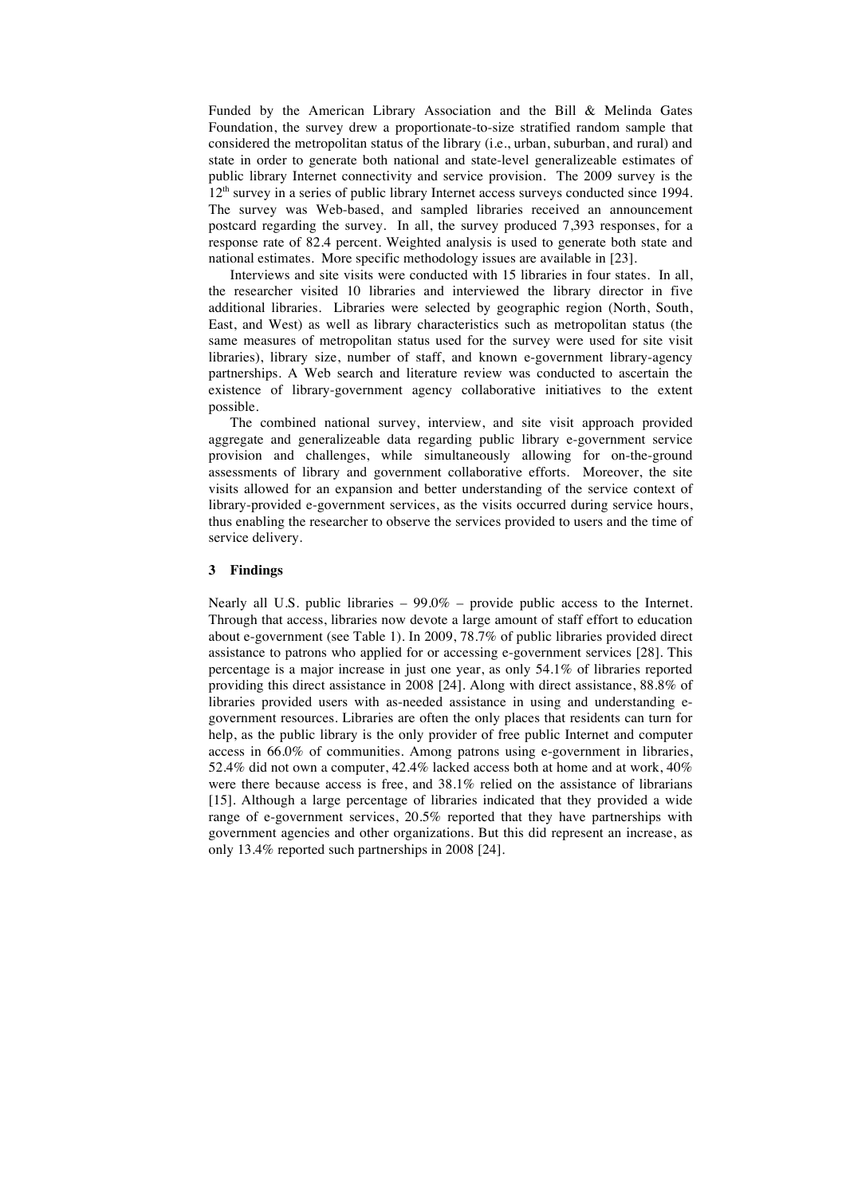Funded by the American Library Association and the Bill & Melinda Gates Foundation, the survey drew a proportionate-to-size stratified random sample that considered the metropolitan status of the library (i.e., urban, suburban, and rural) and state in order to generate both national and state-level generalizeable estimates of public library Internet connectivity and service provision. The 2009 survey is the 12th survey in a series of public library Internet access surveys conducted since 1994. The survey was Web-based, and sampled libraries received an announcement postcard regarding the survey. In all, the survey produced 7,393 responses, for a response rate of 82.4 percent. Weighted analysis is used to generate both state and national estimates. More specific methodology issues are available in [23].

Interviews and site visits were conducted with 15 libraries in four states. In all, the researcher visited 10 libraries and interviewed the library director in five additional libraries. Libraries were selected by geographic region (North, South, East, and West) as well as library characteristics such as metropolitan status (the same measures of metropolitan status used for the survey were used for site visit libraries), library size, number of staff, and known e-government library-agency partnerships. A Web search and literature review was conducted to ascertain the existence of library-government agency collaborative initiatives to the extent possible.

The combined national survey, interview, and site visit approach provided aggregate and generalizeable data regarding public library e-government service provision and challenges, while simultaneously allowing for on-the-ground assessments of library and government collaborative efforts. Moreover, the site visits allowed for an expansion and better understanding of the service context of library-provided e-government services, as the visits occurred during service hours, thus enabling the researcher to observe the services provided to users and the time of service delivery.

## 3 Findings

Nearly all U.S. public libraries – 99.0% – provide public access to the Internet. Through that access, libraries now devote a large amount of staff effort to education about e-government (see Table 1). In 2009, 78.7% of public libraries provided direct assistance to patrons who applied for or accessing e-government services [28]. This percentage is a major increase in just one year, as only 54.1% of libraries reported providing this direct assistance in 2008 [24]. Along with direct assistance, 88.8% of libraries provided users with as-needed assistance in using and understanding e-government resources. Libraries are often the only places that residents can turn for help, as the public library is the only provider of free public Internet and computer access in 66.0% of communities. Among patrons using e-government in libraries, 52.4% did not own a computer, 42.4% lacked access both at home and at work, 40% were there because access is free, and 38.1% relied on the assistance of librarians [15]. Although a large percentage of libraries indicated that they provided a wide range of e-government services, 20.5% reported that they have partnerships with government agencies and other organizations. But this did represent an increase, as only 13.4% reported such partnerships in 2008 [24].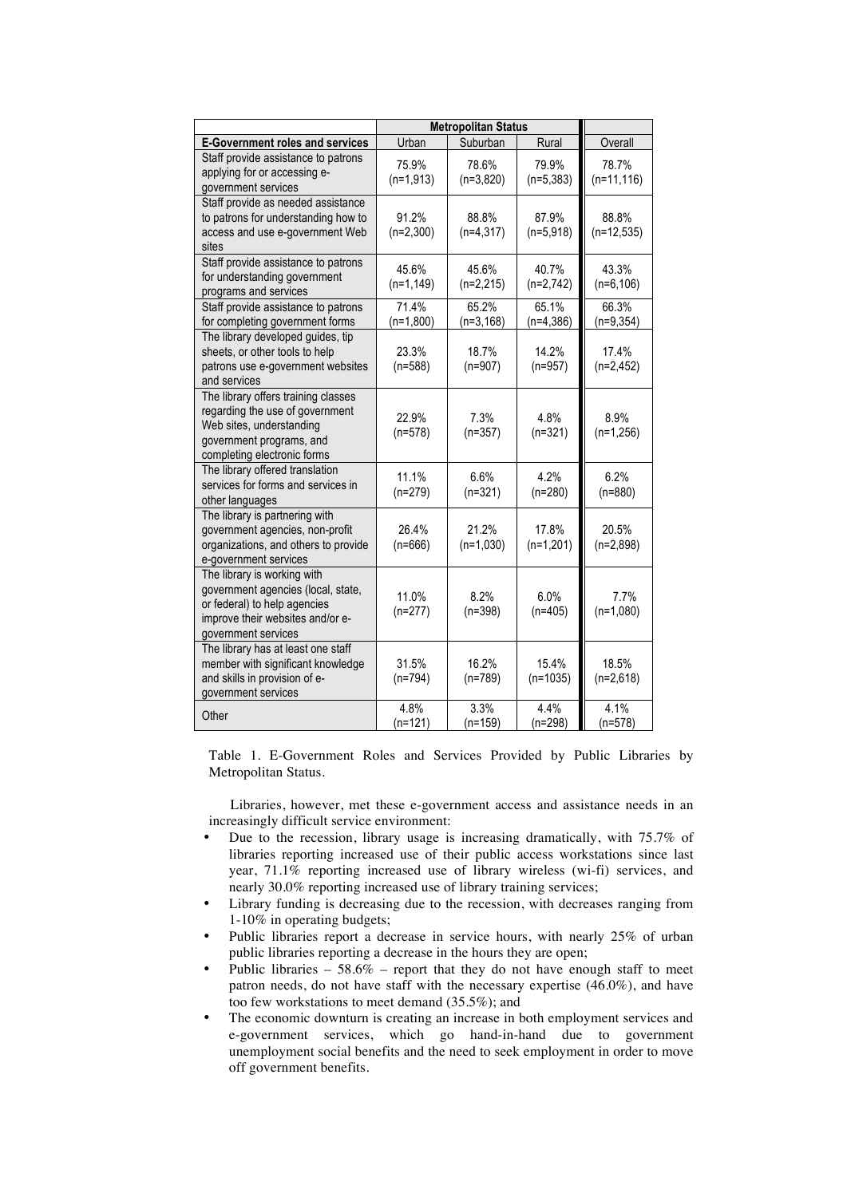| | Metropolitan Status | | | |
|---|---|---|---|---|
| **E-Government roles and services** | Urban | Suburban | Rural | Overall |
| Staff provide assistance to patrons applying for or accessing e-government services | 75.9% (n=1,913) | 78.6% (n=3,820) | 79.9% (n=5,383) | 78.7% (n=11,116) |
| Staff provide as needed assistance to patrons for understanding how to access and use e-government Web sites | 91.2% (n=2,300) | 88.8% (n=4,317) | 87.9% (n=5,918) | 88.8% (n=12,535) |
| Staff provide assistance to patrons for understanding government programs and services | 45.6% (n=1,149) | 45.6% (n=2,215) | 40.7% (n=2,742) | 43.3% (n=6,106) |
| Staff provide assistance to patrons for completing government forms | 71.4% (n=1,800) | 65.2% (n=3,168) | 65.1% (n=4,386) | 66.3% (n=9,354) |
| The library developed guides, tip sheets, or other tools to help patrons use e-government websites and services | 23.3% (n=588) | 18.7% (n=907) | 14.2% (n=957) | 17.4% (n=2,452) |
| The library offers training classes regarding the use of government Web sites, understanding government programs, and completing electronic forms | 22.9% (n=578) | 7.3% (n=357) | 4.8% (n=321) | 8.9% (n=1,256) |
| The library offered translation services for forms and services in other languages | 11.1% (n=279) | 6.6% (n=321) | 4.2% (n=280) | 6.2% (n=880) |
| The library is partnering with government agencies, non-profit organizations, and others to provide e-government services | 26.4% (n=666) | 21.2% (n=1,030) | 17.8% (n=1,201) | 20.5% (n=2,898) |
| The library is working with government agencies (local, state, or federal) to help agencies improve their websites and/or e-government services | 11.0% (n=277) | 8.2% (n=398) | 6.0% (n=405) | 7.7% (n=1,080) |
| The library has at least one staff member with significant knowledge and skills in provision of e-government services | 31.5% (n=794) | 16.2% (n=789) | 15.4% (n=1035) | 18.5% (n=2,618) |
| Other | 4.8% (n=121) | 3.3% (n=159) | 4.4% (n=298) | 4.1% (n=578) |

Table 1. E-Government Roles and Services Provided by Public Libraries by Metropolitan Status.

Libraries, however, met these e-government access and assistance needs in an increasingly difficult service environment:

- Due to the recession, library usage is increasing dramatically, with 75.7% of libraries reporting increased use of their public access workstations since last year, 71.1% reporting increased use of library wireless (wi-fi) services, and nearly 30.0% reporting increased use of library training services;
- Library funding is decreasing due to the recession, with decreases ranging from 1-10% in operating budgets;
- Public libraries report a decrease in service hours, with nearly 25% of urban public libraries reporting a decrease in the hours they are open;
- Public libraries – 58.6% – report that they do not have enough staff to meet patron needs, do not have staff with the necessary expertise (46.0%), and have too few workstations to meet demand (35.5%); and
- The economic downturn is creating an increase in both employment services and e-government services, which go hand-in-hand due to government unemployment social benefits and the need to seek employment in order to move off government benefits.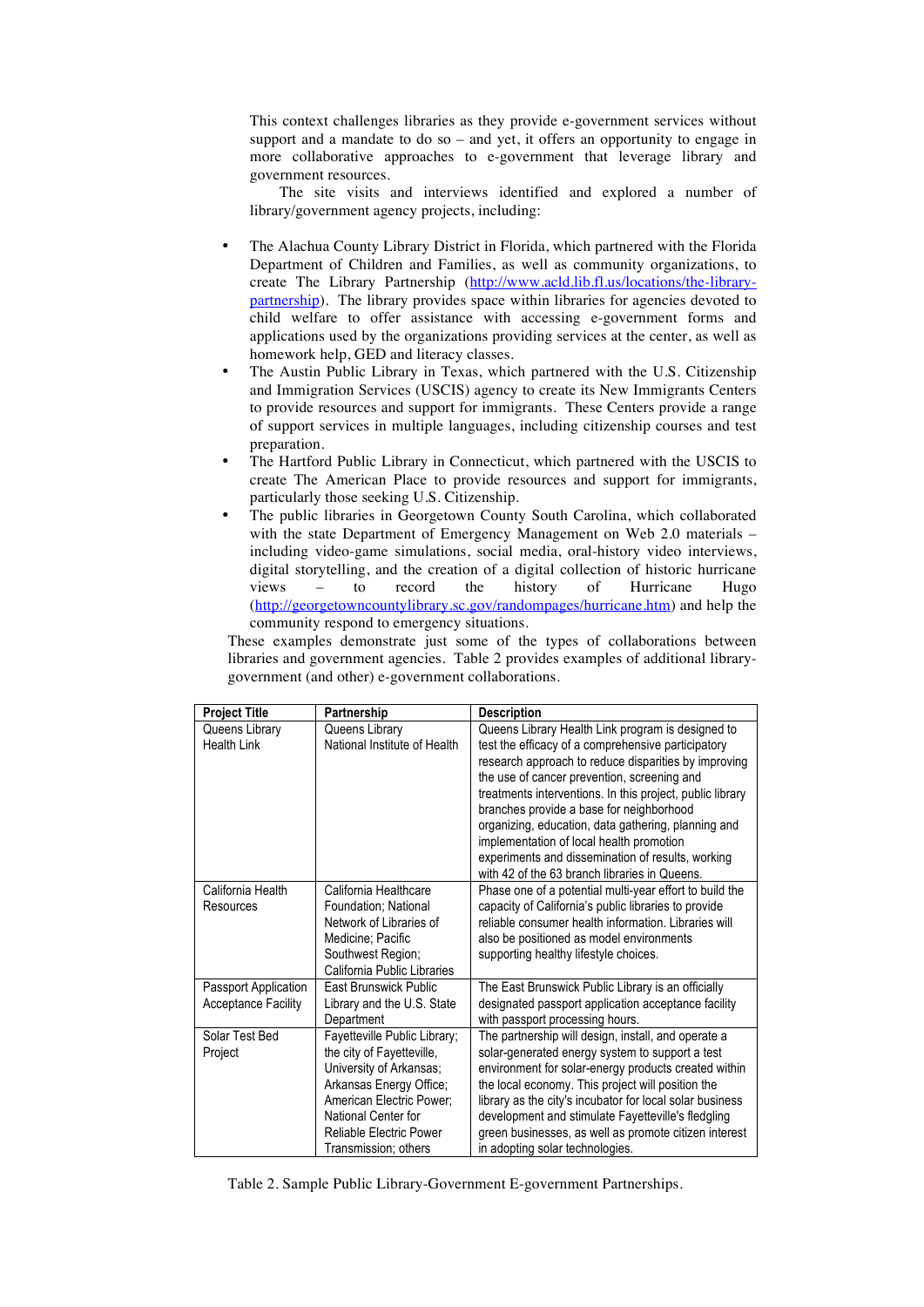This context challenges libraries as they provide e-government services without support and a mandate to do so – and yet, it offers an opportunity to engage in more collaborative approaches to e-government that leverage library and government resources.

The site visits and interviews identified and explored a number of library/government agency projects, including:

- The Alachua County Library District in Florida, which partnered with the Florida Department of Children and Families, as well as community organizations, to create The Library Partnership (http://www.acld.lib.fl.us/locations/the-library-partnership). The library provides space within libraries for agencies devoted to child welfare to offer assistance with accessing e-government forms and applications used by the organizations providing services at the center, as well as homework help, GED and literacy classes.
- The Austin Public Library in Texas, which partnered with the U.S. Citizenship and Immigration Services (USCIS) agency to create its New Immigrants Centers to provide resources and support for immigrants. These Centers provide a range of support services in multiple languages, including citizenship courses and test preparation.
- The Hartford Public Library in Connecticut, which partnered with the USCIS to create The American Place to provide resources and support for immigrants, particularly those seeking U.S. Citizenship.
- The public libraries in Georgetown County South Carolina, which collaborated with the state Department of Emergency Management on Web 2.0 materials – including video-game simulations, social media, oral-history video interviews, digital storytelling, and the creation of a digital collection of historic hurricane views – to record the history of Hurricane Hugo (http://georgetowncountylibrary.sc.gov/randompages/hurricane.htm) and help the community respond to emergency situations.

These examples demonstrate just some of the types of collaborations between libraries and government agencies. Table 2 provides examples of additional library-government (and other) e-government collaborations.

| Project Title | Partnership | Description |
|---|---|---|
| Queens Library Health Link | Queens Library National Institute of Health | Queens Library Health Link program is designed to test the efficacy of a comprehensive participatory research approach to reduce disparities by improving the use of cancer prevention, screening and treatments interventions. In this project, public library branches provide a base for neighborhood organizing, education, data gathering, planning and implementation of local health promotion experiments and dissemination of results, working with 42 of the 63 branch libraries in Queens. |
| California Health Resources | California Healthcare Foundation; National Network of Libraries of Medicine; Pacific Southwest Region; California Public Libraries | Phase one of a potential multi-year effort to build the capacity of California's public libraries to provide reliable consumer health information. Libraries will also be positioned as model environments supporting healthy lifestyle choices. |
| Passport Application Acceptance Facility | East Brunswick Public Library and the U.S. State Department | The East Brunswick Public Library is an officially designated passport application acceptance facility with passport processing hours. |
| Solar Test Bed Project | Fayetteville Public Library; the city of Fayetteville, University of Arkansas; Arkansas Energy Office; American Electric Power; National Center for Reliable Electric Power Transmission; others | The partnership will design, install, and operate a solar-generated energy system to support a test environment for solar-energy products created within the local economy. This project will position the library as the city's incubator for local solar business development and stimulate Fayetteville's fledgling green businesses, as well as promote citizen interest in adopting solar technologies. |

Table 2. Sample Public Library-Government E-government Partnerships.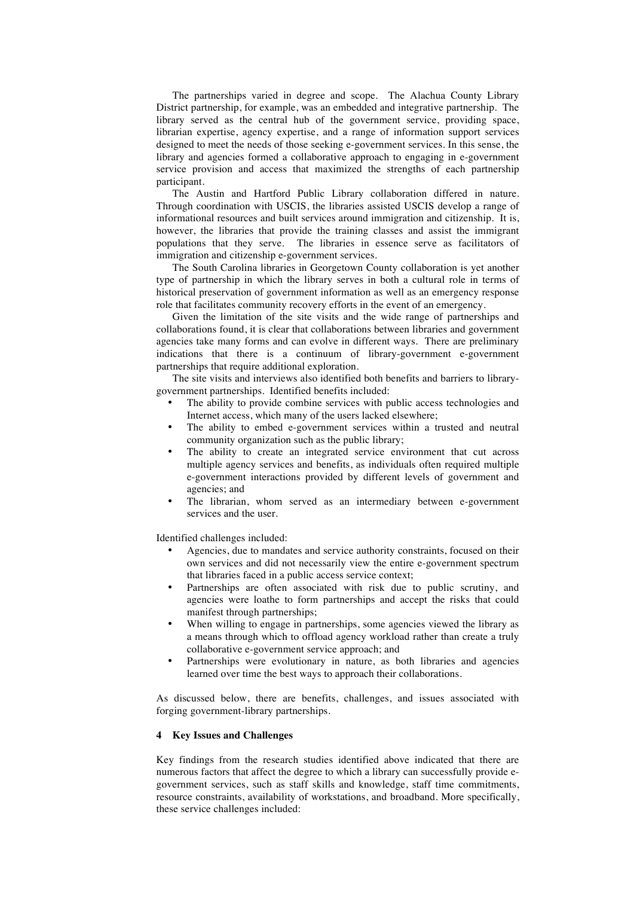The partnerships varied in degree and scope. The Alachua County Library District partnership, for example, was an embedded and integrative partnership. The library served as the central hub of the government service, providing space, librarian expertise, agency expertise, and a range of information support services designed to meet the needs of those seeking e-government services. In this sense, the library and agencies formed a collaborative approach to engaging in e-government service provision and access that maximized the strengths of each partnership participant.

The Austin and Hartford Public Library collaboration differed in nature. Through coordination with USCIS, the libraries assisted USCIS develop a range of informational resources and built services around immigration and citizenship. It is, however, the libraries that provide the training classes and assist the immigrant populations that they serve. The libraries in essence serve as facilitators of immigration and citizenship e-government services.

The South Carolina libraries in Georgetown County collaboration is yet another type of partnership in which the library serves in both a cultural role in terms of historical preservation of government information as well as an emergency response role that facilitates community recovery efforts in the event of an emergency.

Given the limitation of the site visits and the wide range of partnerships and collaborations found, it is clear that collaborations between libraries and government agencies take many forms and can evolve in different ways. There are preliminary indications that there is a continuum of library-government e-government partnerships that require additional exploration.

The site visits and interviews also identified both benefits and barriers to library-government partnerships. Identified benefits included:

- The ability to provide combine services with public access technologies and Internet access, which many of the users lacked elsewhere;
- The ability to embed e-government services within a trusted and neutral community organization such as the public library;
- The ability to create an integrated service environment that cut across multiple agency services and benefits, as individuals often required multiple e-government interactions provided by different levels of government and agencies; and
- The librarian, whom served as an intermediary between e-government services and the user.

Identified challenges included:

- Agencies, due to mandates and service authority constraints, focused on their own services and did not necessarily view the entire e-government spectrum that libraries faced in a public access service context;
- Partnerships are often associated with risk due to public scrutiny, and agencies were loathe to form partnerships and accept the risks that could manifest through partnerships;
- When willing to engage in partnerships, some agencies viewed the library as a means through which to offload agency workload rather than create a truly collaborative e-government service approach; and
- Partnerships were evolutionary in nature, as both libraries and agencies learned over time the best ways to approach their collaborations.

As discussed below, there are benefits, challenges, and issues associated with forging government-library partnerships.

## 4 Key Issues and Challenges

Key findings from the research studies identified above indicated that there are numerous factors that affect the degree to which a library can successfully provide e-government services, such as staff skills and knowledge, staff time commitments, resource constraints, availability of workstations, and broadband. More specifically, these service challenges included: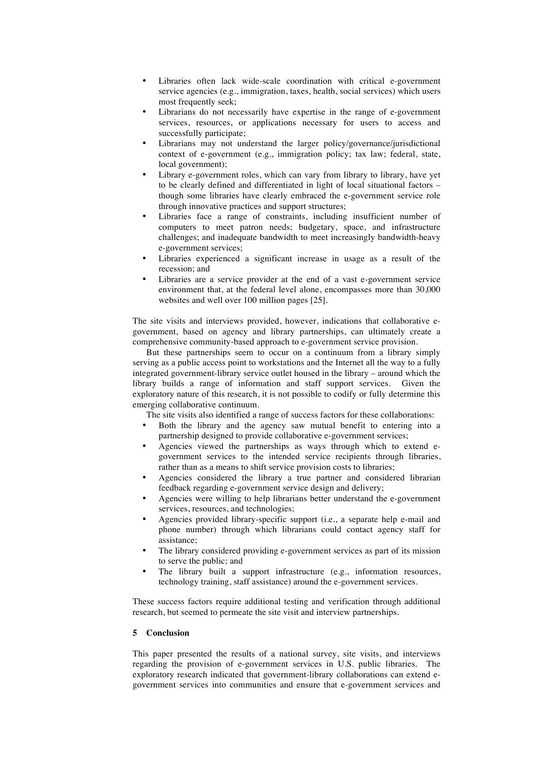- Libraries often lack wide-scale coordination with critical e-government service agencies (e.g., immigration, taxes, health, social services) which users most frequently seek;
- Librarians do not necessarily have expertise in the range of e-government services, resources, or applications necessary for users to access and successfully participate;
- Librarians may not understand the larger policy/governance/jurisdictional context of e-government (e.g., immigration policy; tax law; federal, state, local government);
- Library e-government roles, which can vary from library to library, have yet to be clearly defined and differentiated in light of local situational factors – though some libraries have clearly embraced the e-government service role through innovative practices and support structures;
- Libraries face a range of constraints, including insufficient number of computers to meet patron needs; budgetary, space, and infrastructure challenges; and inadequate bandwidth to meet increasingly bandwidth-heavy e-government services;
- Libraries experienced a significant increase in usage as a result of the recession; and
- Libraries are a service provider at the end of a vast e-government service environment that, at the federal level alone, encompasses more than 30,000 websites and well over 100 million pages [25].

The site visits and interviews provided, however, indications that collaborative e-government, based on agency and library partnerships, can ultimately create a comprehensive community-based approach to e-government service provision.

But these partnerships seem to occur on a continuum from a library simply serving as a public access point to workstations and the Internet all the way to a fully integrated government-library service outlet housed in the library – around which the library builds a range of information and staff support services. Given the exploratory nature of this research, it is not possible to codify or fully determine this emerging collaborative continuum.

The site visits also identified a range of success factors for these collaborations:

- Both the library and the agency saw mutual benefit to entering into a partnership designed to provide collaborative e-government services;
- Agencies viewed the partnerships as ways through which to extend e-government services to the intended service recipients through libraries, rather than as a means to shift service provision costs to libraries;
- Agencies considered the library a true partner and considered librarian feedback regarding e-government service design and delivery;
- Agencies were willing to help librarians better understand the e-government services, resources, and technologies;
- Agencies provided library-specific support (i.e., a separate help e-mail and phone number) through which librarians could contact agency staff for assistance;
- The library considered providing e-government services as part of its mission to serve the public; and
- The library built a support infrastructure (e.g., information resources, technology training, staff assistance) around the e-government services.

These success factors require additional testing and verification through additional research, but seemed to permeate the site visit and interview partnerships.

## 5 Conclusion

This paper presented the results of a national survey, site visits, and interviews regarding the provision of e-government services in U.S. public libraries. The exploratory research indicated that government-library collaborations can extend e-government services into communities and ensure that e-government services and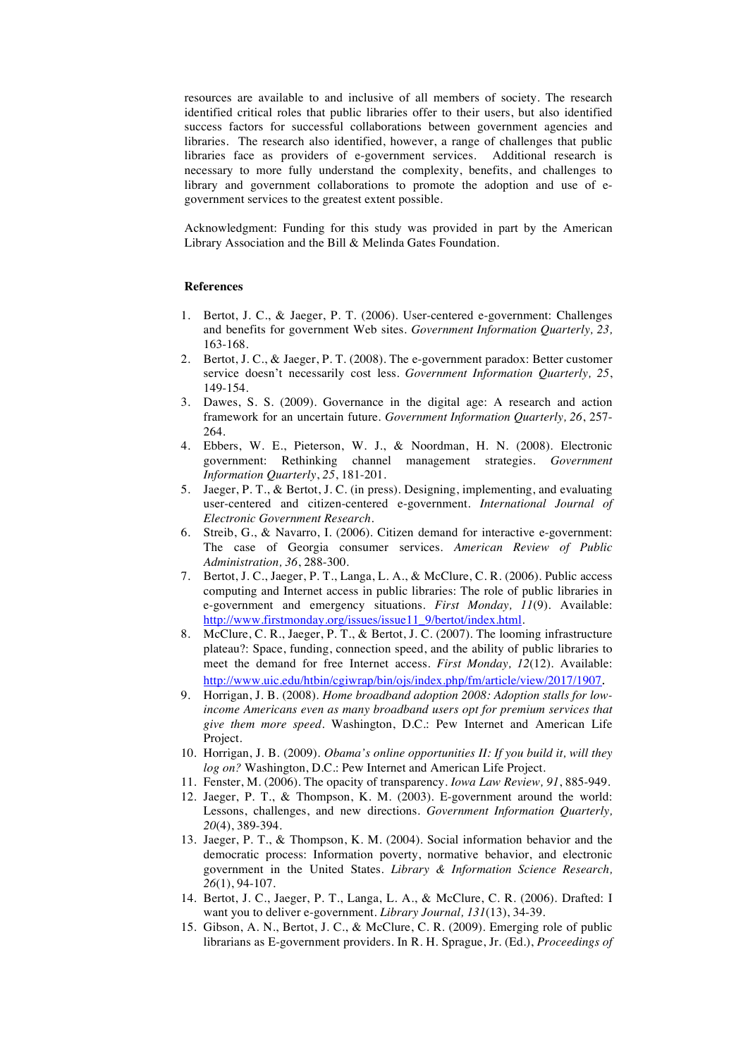resources are available to and inclusive of all members of society. The research identified critical roles that public libraries offer to their users, but also identified success factors for successful collaborations between government agencies and libraries. The research also identified, however, a range of challenges that public libraries face as providers of e-government services. Additional research is necessary to more fully understand the complexity, benefits, and challenges to library and government collaborations to promote the adoption and use of e-government services to the greatest extent possible.

Acknowledgment: Funding for this study was provided in part by the American Library Association and the Bill & Melinda Gates Foundation.

**References**

1. Bertot, J. C., & Jaeger, P. T. (2006). User-centered e-government: Challenges and benefits for government Web sites. *Government Information Quarterly, 23,* 163-168.
2. Bertot, J. C., & Jaeger, P. T. (2008). The e-government paradox: Better customer service doesn't necessarily cost less. *Government Information Quarterly, 25*, 149-154.
3. Dawes, S. S. (2009). Governance in the digital age: A research and action framework for an uncertain future. *Government Information Quarterly, 26*, 257-264.
4. Ebbers, W. E., Pieterson, W. J., & Noordman, H. N. (2008). Electronic government: Rethinking channel management strategies. *Government Information Quarterly*, *25*, 181-201.
5. Jaeger, P. T., & Bertot, J. C. (in press). Designing, implementing, and evaluating user-centered and citizen-centered e-government. *International Journal of Electronic Government Research*.
6. Streib, G., & Navarro, I. (2006). Citizen demand for interactive e-government: The case of Georgia consumer services. *American Review of Public Administration, 36*, 288-300.
7. Bertot, J. C., Jaeger, P. T., Langa, L. A., & McClure, C. R. (2006). Public access computing and Internet access in public libraries: The role of public libraries in e-government and emergency situations. *First Monday, 11*(9). Available: http://www.firstmonday.org/issues/issue11_9/bertot/index.html.
8. McClure, C. R., Jaeger, P. T., & Bertot, J. C. (2007). The looming infrastructure plateau?: Space, funding, connection speed, and the ability of public libraries to meet the demand for free Internet access. *First Monday, 12*(12). Available: http://www.uic.edu/htbin/cgiwrap/bin/ojs/index.php/fm/article/view/2017/1907.
9. Horrigan, J. B. (2008). *Home broadband adoption 2008: Adoption stalls for low-income Americans even as many broadband users opt for premium services that give them more speed*. Washington, D.C.: Pew Internet and American Life Project.
10. Horrigan, J. B. (2009). *Obama's online opportunities II: If you build it, will they log on?* Washington, D.C.: Pew Internet and American Life Project.
11. Fenster, M. (2006). The opacity of transparency. *Iowa Law Review, 91*, 885-949.
12. Jaeger, P. T., & Thompson, K. M. (2003). E-government around the world: Lessons, challenges, and new directions. *Government Information Quarterly, 20*(4), 389-394.
13. Jaeger, P. T., & Thompson, K. M. (2004). Social information behavior and the democratic process: Information poverty, normative behavior, and electronic government in the United States. *Library & Information Science Research, 26*(1), 94-107.
14. Bertot, J. C., Jaeger, P. T., Langa, L. A., & McClure, C. R. (2006). Drafted: I want you to deliver e-government. *Library Journal, 131*(13), 34-39.
15. Gibson, A. N., Bertot, J. C., & McClure, C. R. (2009). Emerging role of public librarians as E-government providers. In R. H. Sprague, Jr. (Ed.), *Proceedings of*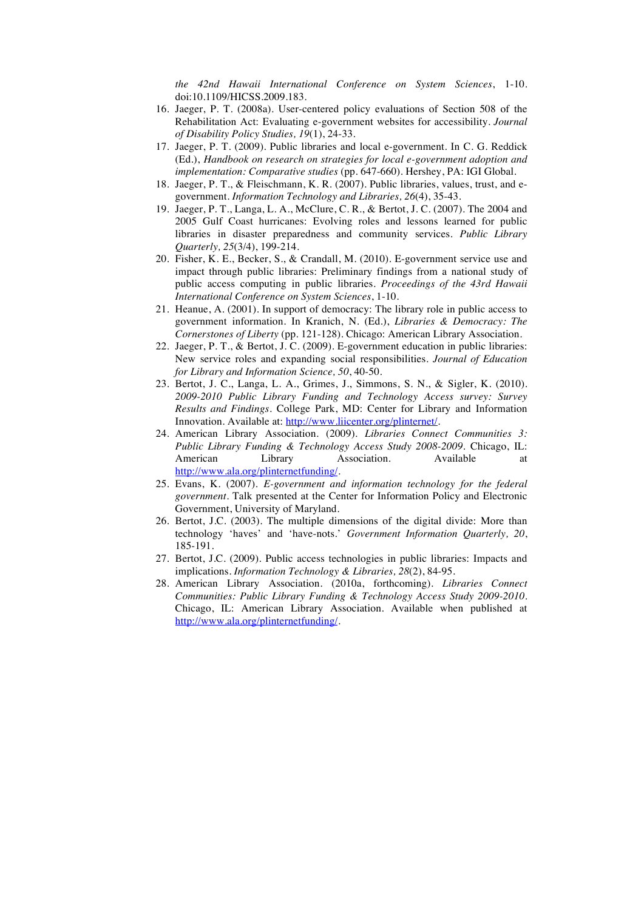*the 42nd Hawaii International Conference on System Sciences*, 1-10. doi:10.1109/HICSS.2009.183.

16. Jaeger, P. T. (2008a). User-centered policy evaluations of Section 508 of the Rehabilitation Act: Evaluating e-government websites for accessibility. *Journal of Disability Policy Studies, 19*(1), 24-33.
17. Jaeger, P. T. (2009). Public libraries and local e-government. In C. G. Reddick (Ed.), *Handbook on research on strategies for local e-government adoption and implementation: Comparative studies* (pp. 647-660). Hershey, PA: IGI Global.
18. Jaeger, P. T., & Fleischmann, K. R. (2007). Public libraries, values, trust, and e-government. *Information Technology and Libraries, 26*(4), 35-43.
19. Jaeger, P. T., Langa, L. A., McClure, C. R., & Bertot, J. C. (2007). The 2004 and 2005 Gulf Coast hurricanes: Evolving roles and lessons learned for public libraries in disaster preparedness and community services. *Public Library Quarterly, 25*(3/4), 199-214.
20. Fisher, K. E., Becker, S., & Crandall, M. (2010). E-government service use and impact through public libraries: Preliminary findings from a national study of public access computing in public libraries. *Proceedings of the 43rd Hawaii International Conference on System Sciences*, 1-10.
21. Heanue, A. (2001). In support of democracy: The library role in public access to government information. In Kranich, N. (Ed.), *Libraries & Democracy: The Cornerstones of Liberty* (pp. 121-128). Chicago: American Library Association.
22. Jaeger, P. T., & Bertot, J. C. (2009). E-government education in public libraries: New service roles and expanding social responsibilities. *Journal of Education for Library and Information Science, 50*, 40-50.
23. Bertot, J. C., Langa, L. A., Grimes, J., Simmons, S. N., & Sigler, K. (2010). *2009-2010 Public Library Funding and Technology Access survey: Survey Results and Findings*. College Park, MD: Center for Library and Information Innovation. Available at: http://www.liicenter.org/plinternet/.
24. American Library Association. (2009). *Libraries Connect Communities 3: Public Library Funding & Technology Access Study 2008-2009*. Chicago, IL: American Library Association. Available at http://www.ala.org/plinternetfunding/.
25. Evans, K. (2007). *E-government and information technology for the federal government*. Talk presented at the Center for Information Policy and Electronic Government, University of Maryland.
26. Bertot, J.C. (2003). The multiple dimensions of the digital divide: More than technology 'haves' and 'have-nots.' *Government Information Quarterly, 20*, 185-191.
27. Bertot, J.C. (2009). Public access technologies in public libraries: Impacts and implications. *Information Technology & Libraries, 28*(2), 84-95.
28. American Library Association. (2010a, forthcoming). *Libraries Connect Communities: Public Library Funding & Technology Access Study 2009-2010*. Chicago, IL: American Library Association. Available when published at http://www.ala.org/plinternetfunding/.